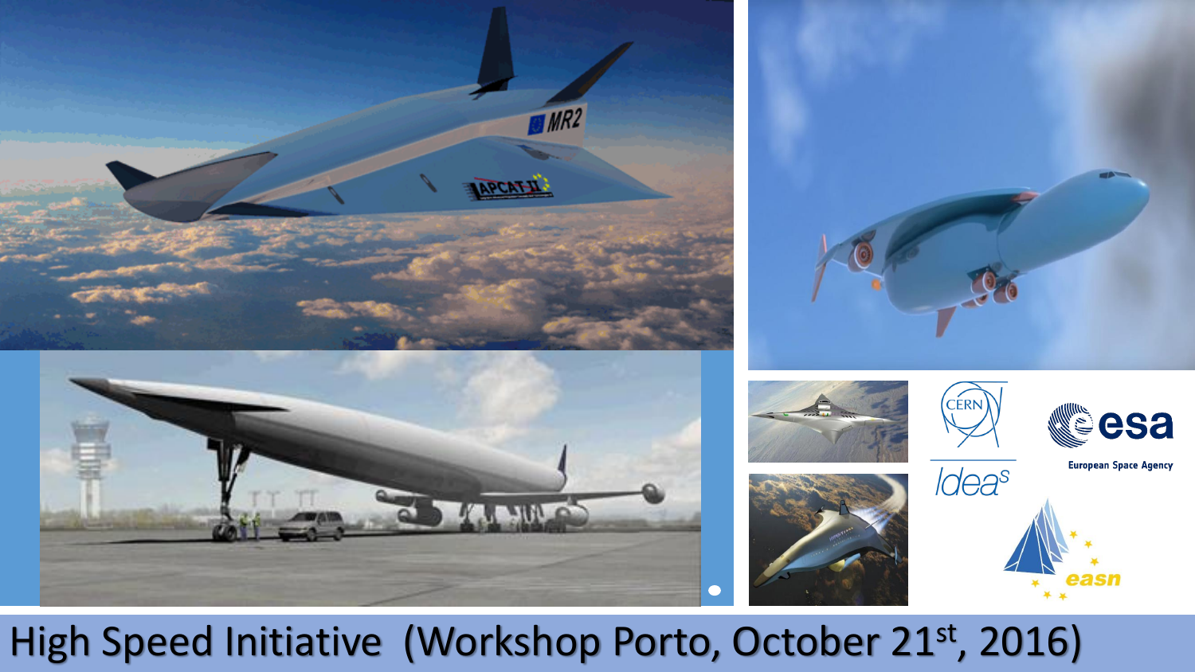# High Speed Initiative (Workshop Porto, October 21st, 2016)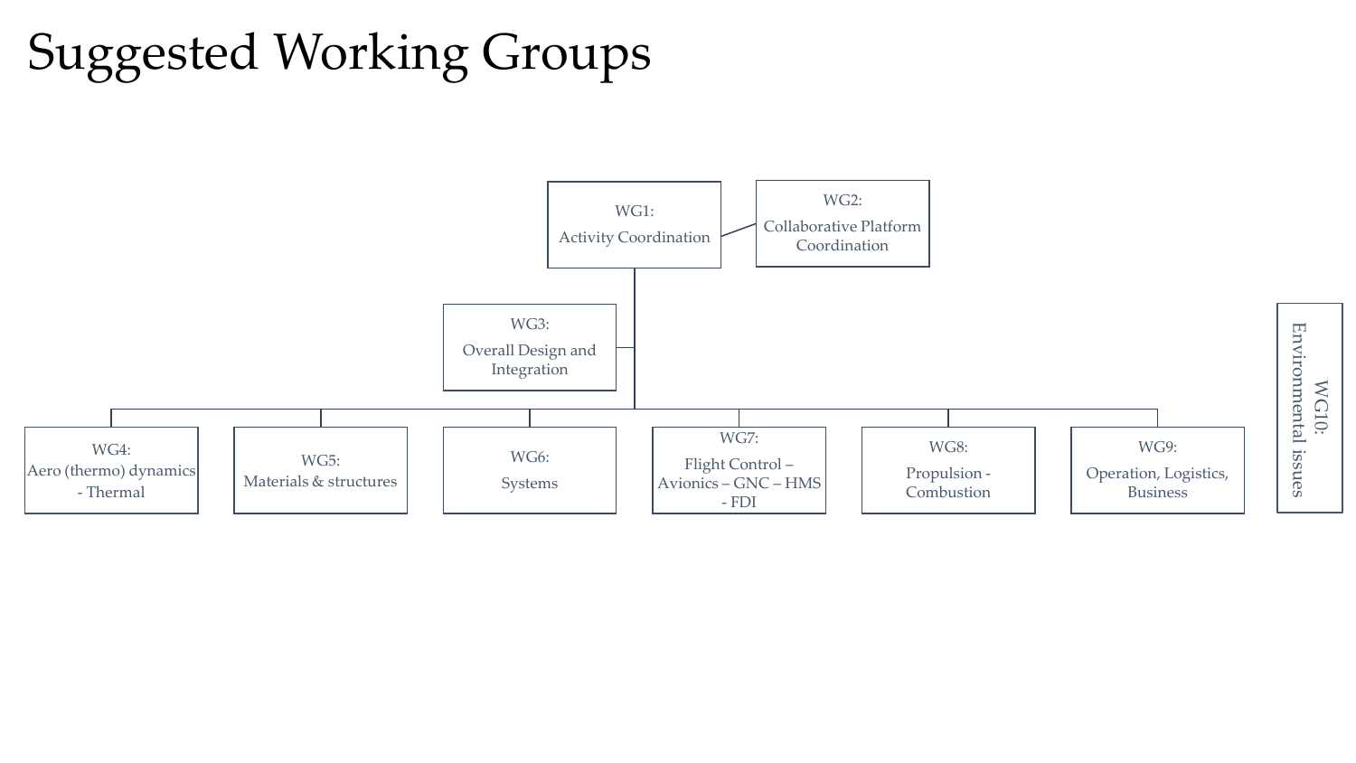# Suggested Working Groups

- WG1: Activity Coordination
  - WG2: Collaborative Platform Coordination
  - WG3: Overall Design and Integration
  - WG4: Aero (thermo) dynamics - Thermal
  - WG5: Materials & structures
  - WG6: Systems
  - WG7: Flight Control – Avionics – GNC – HMS - FDI
  - WG8: Propulsion - Combustion
  - WG9: Operation, Logistics, Business

- WG10: Environmental issues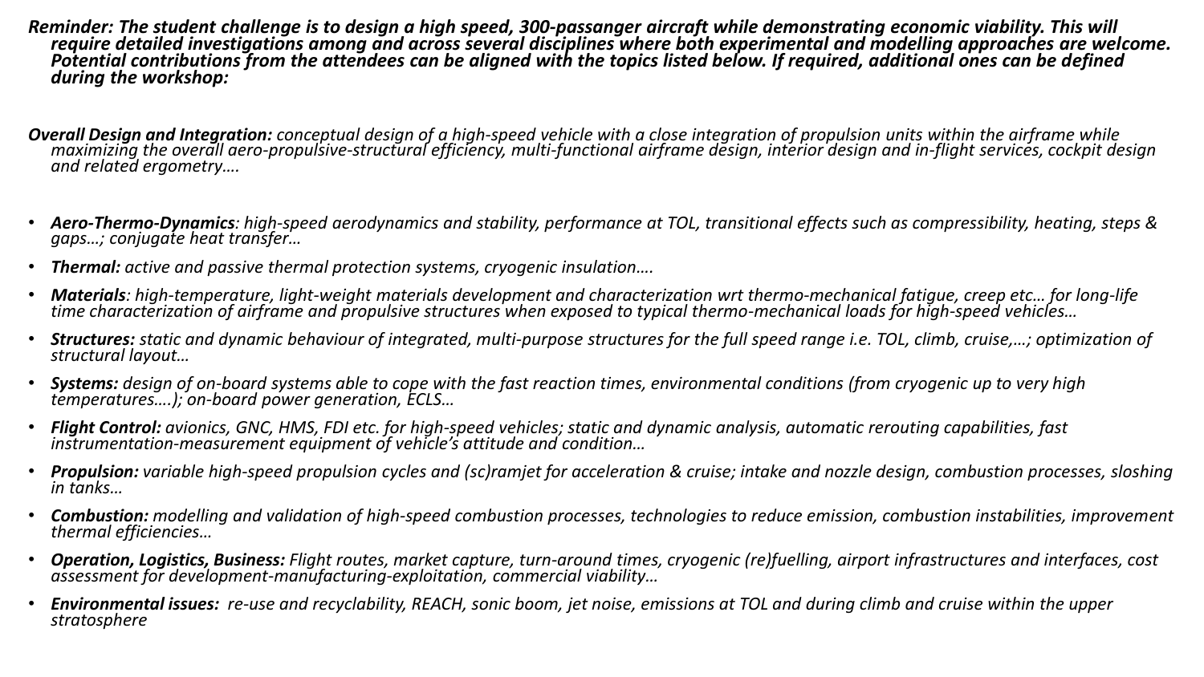***Reminder: The student challenge is to design a high speed, 300-passanger aircraft while demonstrating economic viability. This will require detailed investigations among and across several disciplines where both experimental and modelling approaches are welcome. Potential contributions from the attendees can be aligned with the topics listed below. If required, additional ones can be defined during the workshop:***

***Overall Design and Integration:*** *conceptual design of a high-speed vehicle with a close integration of propulsion units within the airframe while maximizing the overall aero-propulsive-structural efficiency, multi-functional airframe design, interior design and in-flight services, cockpit design and related ergometry….*

- ***Aero-Thermo-Dynamics****: high-speed aerodynamics and stability, performance at TOL, transitional effects such as compressibility, heating, steps & gaps…; conjugate heat transfer…*
- ***Thermal:*** *active and passive thermal protection systems, cryogenic insulation….*
- ***Materials****: high-temperature, light-weight materials development and characterization wrt thermo-mechanical fatigue, creep etc… for long-life time characterization of airframe and propulsive structures when exposed to typical thermo-mechanical loads for high-speed vehicles…*
- ***Structures:*** *static and dynamic behaviour of integrated, multi-purpose structures for the full speed range i.e. TOL, climb, cruise,…; optimization of structural layout…*
- ***Systems:*** *design of on-board systems able to cope with the fast reaction times, environmental conditions (from cryogenic up to very high temperatures….); on-board power generation, ECLS…*
- ***Flight Control:*** *avionics, GNC, HMS, FDI etc. for high-speed vehicles; static and dynamic analysis, automatic rerouting capabilities, fast instrumentation-measurement equipment of vehicle's attitude and condition…*
- ***Propulsion:*** *variable high-speed propulsion cycles and (sc)ramjet for acceleration & cruise; intake and nozzle design, combustion processes, sloshing in tanks…*
- ***Combustion:*** *modelling and validation of high-speed combustion processes, technologies to reduce emission, combustion instabilities, improvement thermal efficiencies…*
- ***Operation, Logistics, Business:*** *Flight routes, market capture, turn-around times, cryogenic (re)fuelling, airport infrastructures and interfaces, cost assessment for development-manufacturing-exploitation, commercial viability…*
- ***Environmental issues:*** *re-use and recyclability, REACH, sonic boom, jet noise, emissions at TOL and during climb and cruise within the upper stratosphere*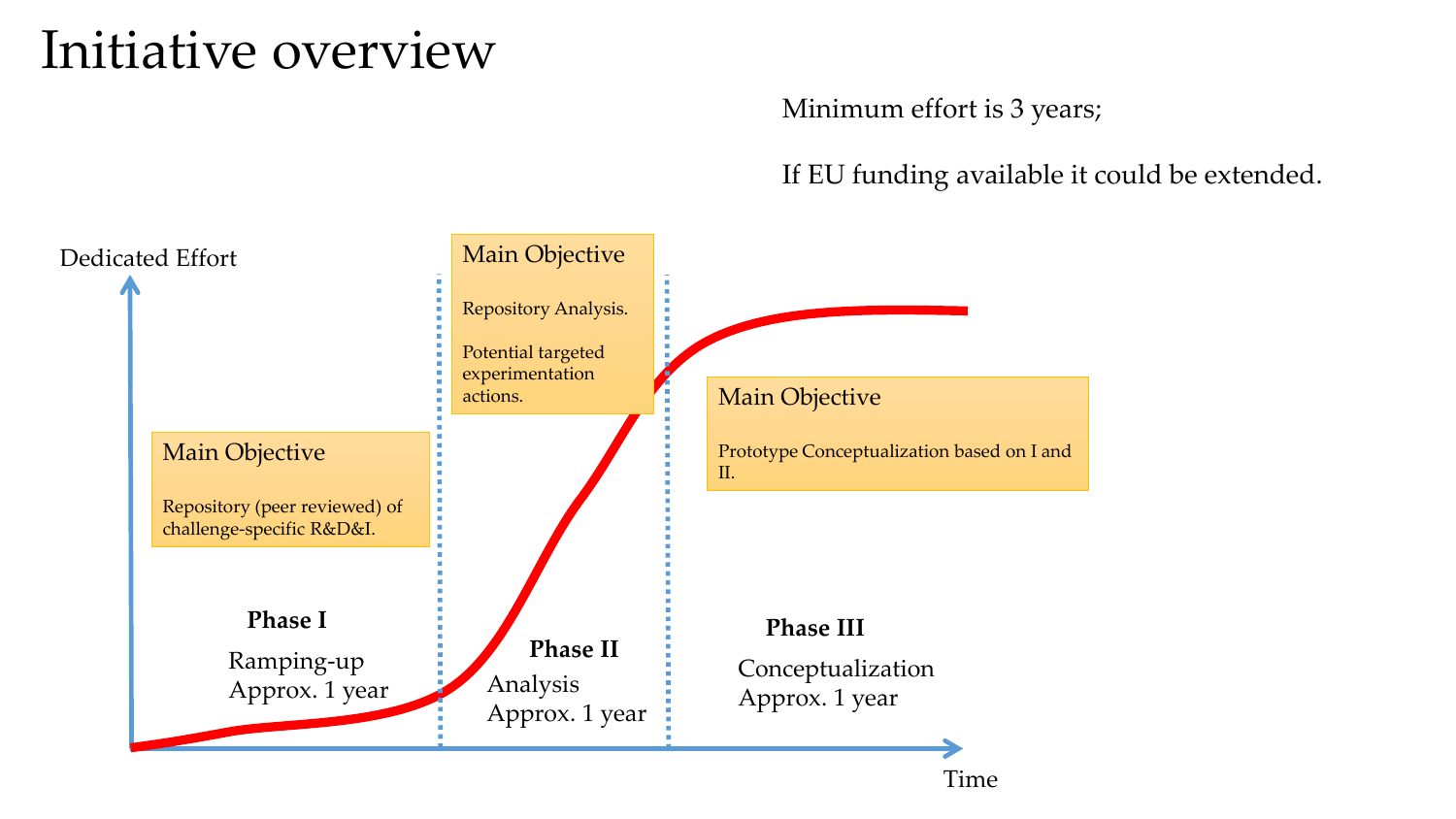# Initiative overview

Minimum effort is 3 years;

If EU funding available it could be extended.

Dedicated Effort

**Main Objective**

Repository (peer reviewed) of challenge-specific R&D&I.

**Phase I**

Ramping-up
Approx. 1 year

**Main Objective**

Repository Analysis.

Potential targeted experimentation actions.

**Phase II**

Analysis
Approx. 1 year

**Main Objective**

Prototype Conceptualization based on I and II.

**Phase III**

Conceptualization
Approx. 1 year

Time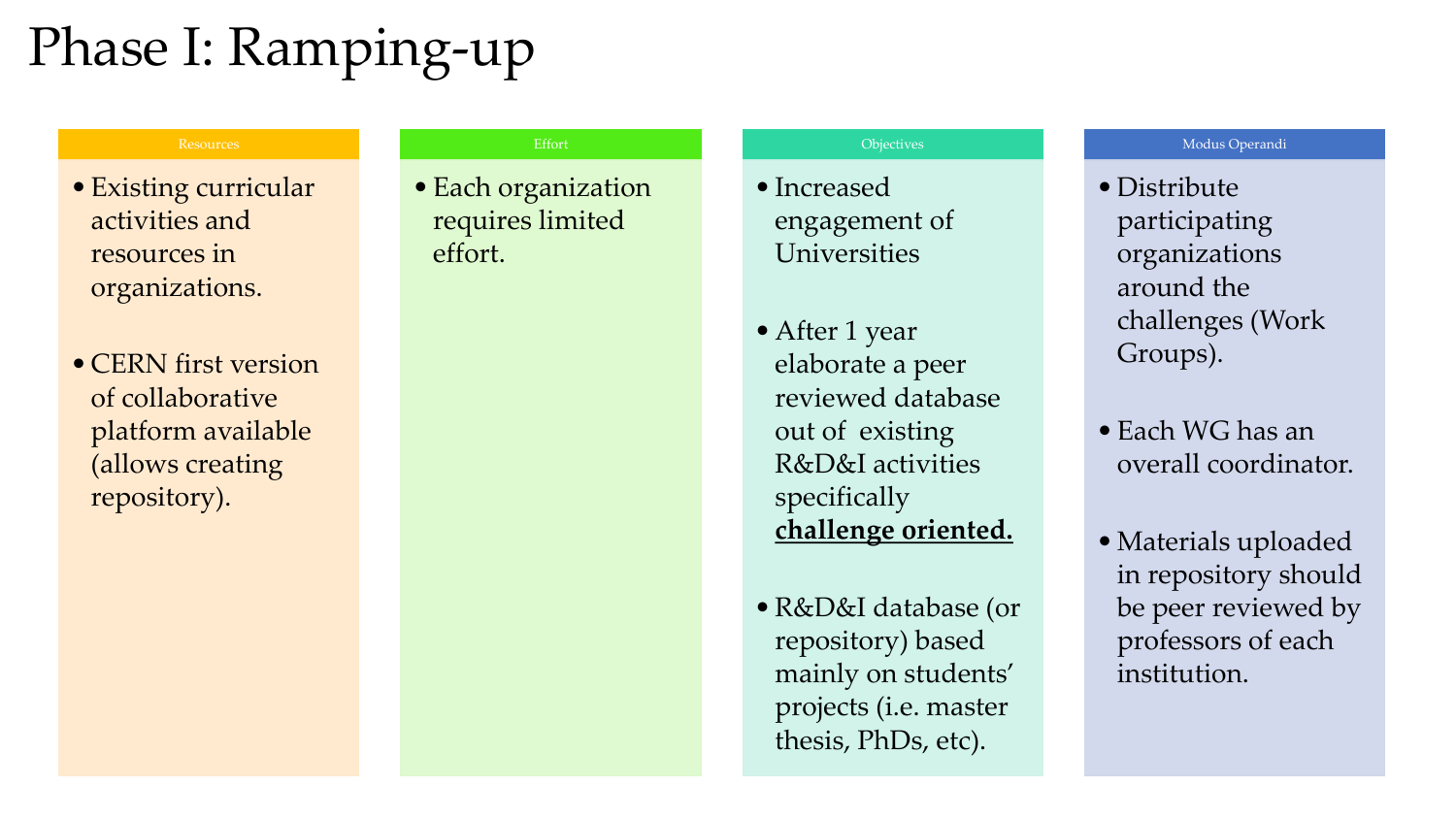# Phase I: Ramping-up

## Resources

- Existing curricular activities and resources in organizations.
- CERN first version of collaborative platform available (allows creating repository).

## Effort

- Each organization requires limited effort.

## Objectives

- Increased engagement of Universities
- After 1 year elaborate a peer reviewed database out of existing R&D&I activities specifically **challenge oriented.**
- R&D&I database (or repository) based mainly on students' projects (i.e. master thesis, PhDs, etc).

## Modus Operandi

- Distribute participating organizations around the challenges (Work Groups).
- Each WG has an overall coordinator.
- Materials uploaded in repository should be peer reviewed by professors of each institution.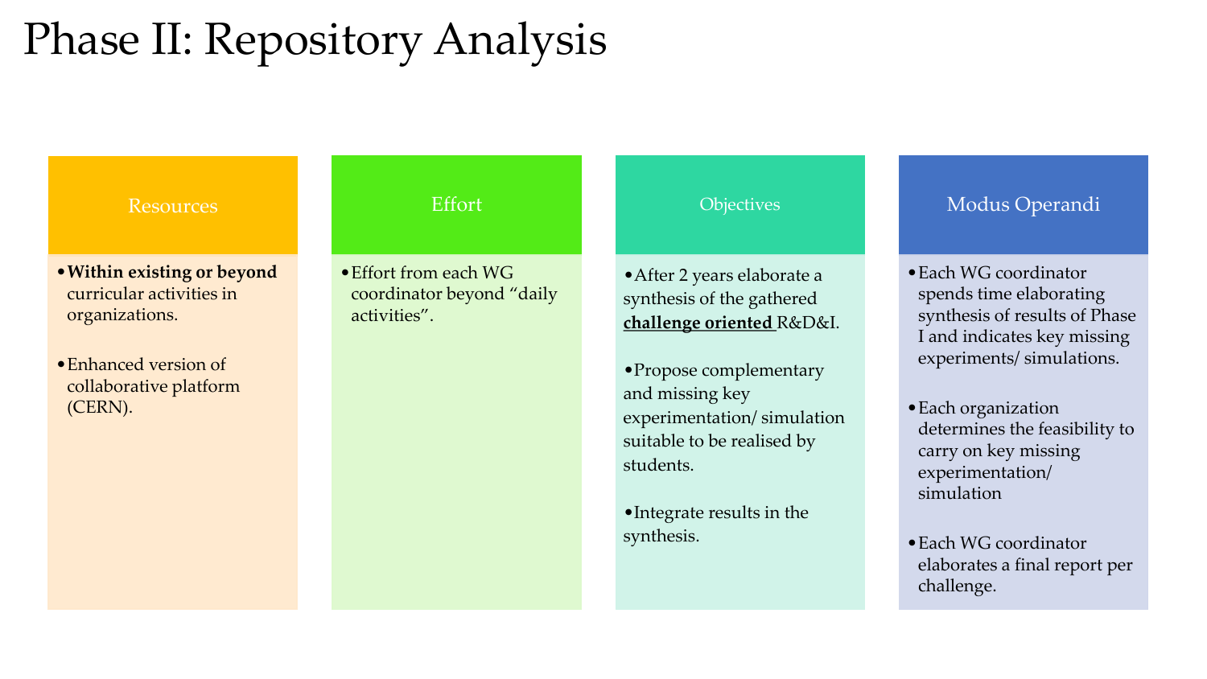# Phase II: Repository Analysis

## Resources

- **Within existing or beyond** curricular activities in organizations.
- Enhanced version of collaborative platform (CERN).

## Effort

- Effort from each WG coordinator beyond “daily activities”.

## Objectives

- After 2 years elaborate a synthesis of the gathered **challenge oriented** R&D&I.
- Propose complementary and missing key experimentation/ simulation suitable to be realised by students.
- Integrate results in the synthesis.

## Modus Operandi

- Each WG coordinator spends time elaborating synthesis of results of Phase I and indicates key missing experiments/ simulations.
- Each organization determines the feasibility to carry on key missing experimentation/ simulation
- Each WG coordinator elaborates a final report per challenge.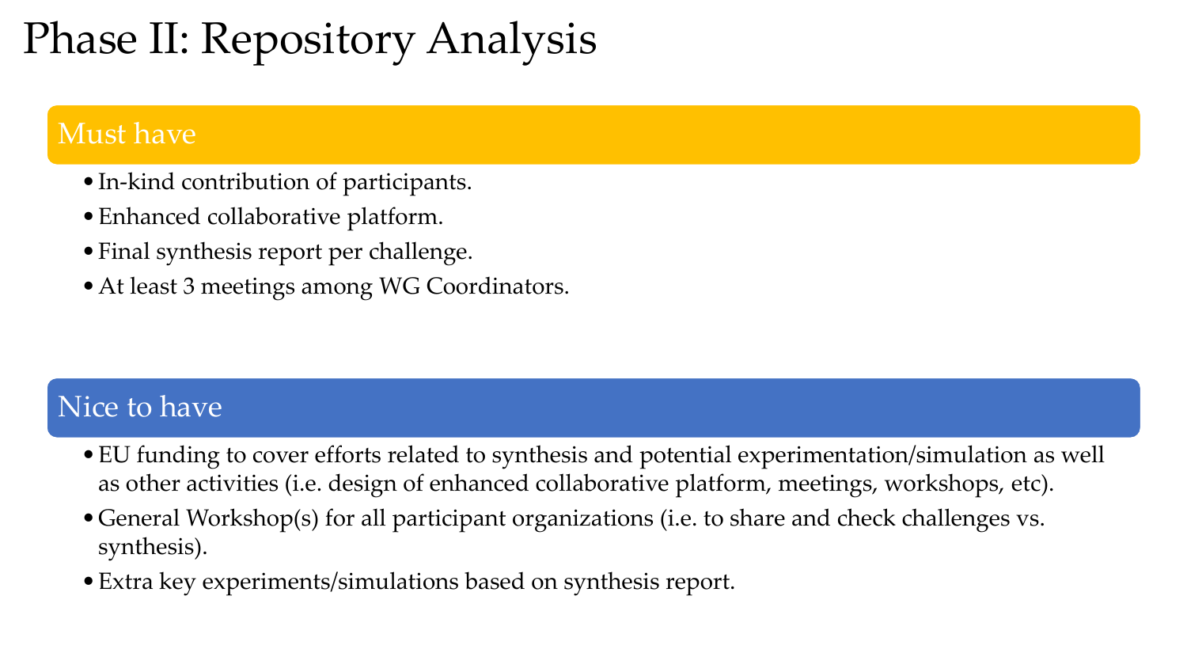# Phase II: Repository Analysis

## Must have

- In-kind contribution of participants.
- Enhanced collaborative platform.
- Final synthesis report per challenge.
- At least 3 meetings among WG Coordinators.

## Nice to have

- EU funding to cover efforts related to synthesis and potential experimentation/simulation as well as other activities (i.e. design of enhanced collaborative platform, meetings, workshops, etc).
- General Workshop(s) for all participant organizations (i.e. to share and check challenges vs. synthesis).
- Extra key experiments/simulations based on synthesis report.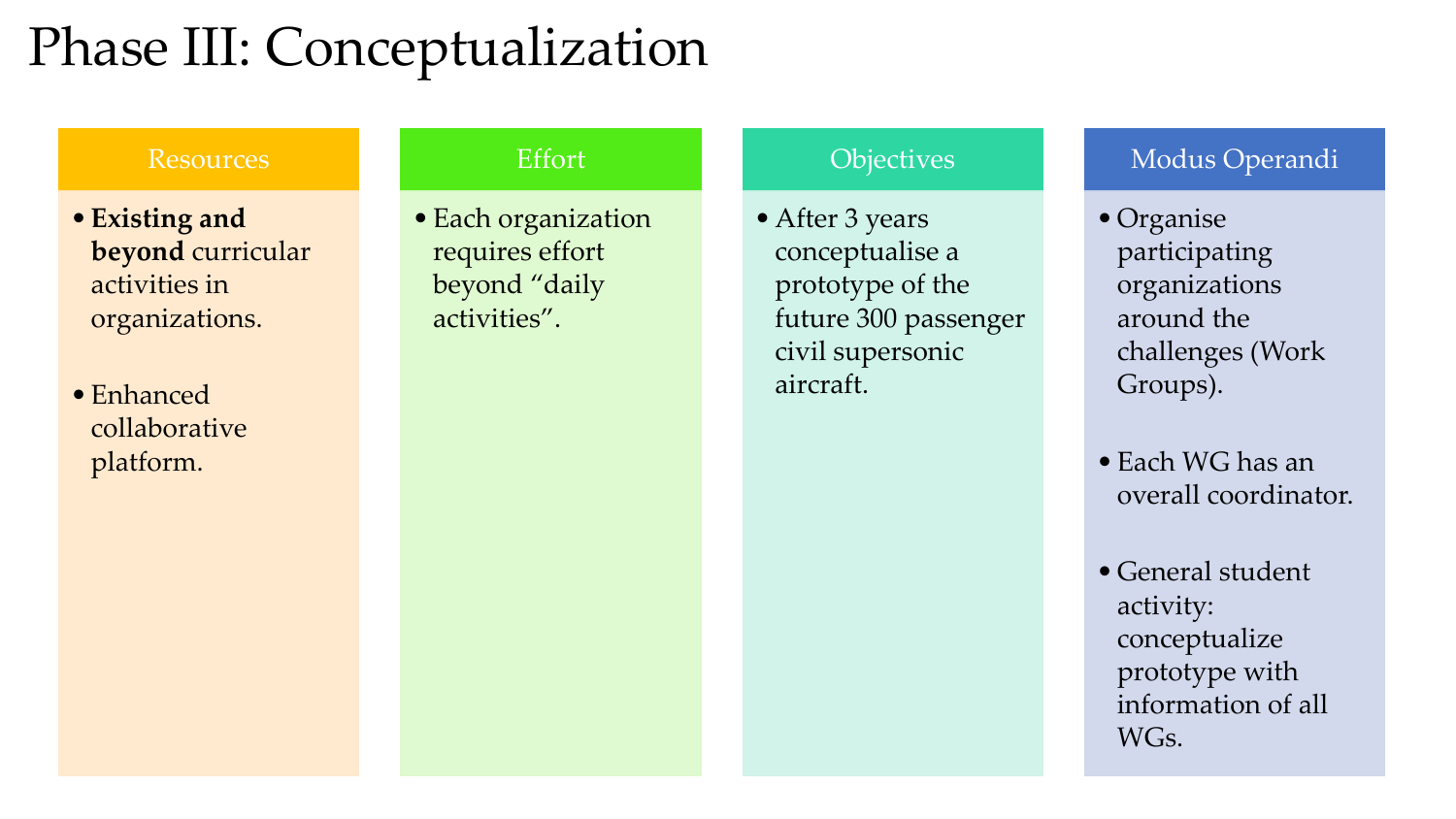# Phase III: Conceptualization

## Resources

- **Existing and beyond** curricular activities in organizations.
- Enhanced collaborative platform.

## Effort

- Each organization requires effort beyond “daily activities”.

## Objectives

- After 3 years conceptualise a prototype of the future 300 passenger civil supersonic aircraft.

## Modus Operandi

- Organise participating organizations around the challenges (Work Groups).
- Each WG has an overall coordinator.
- General student activity: conceptualize prototype with information of all WGs.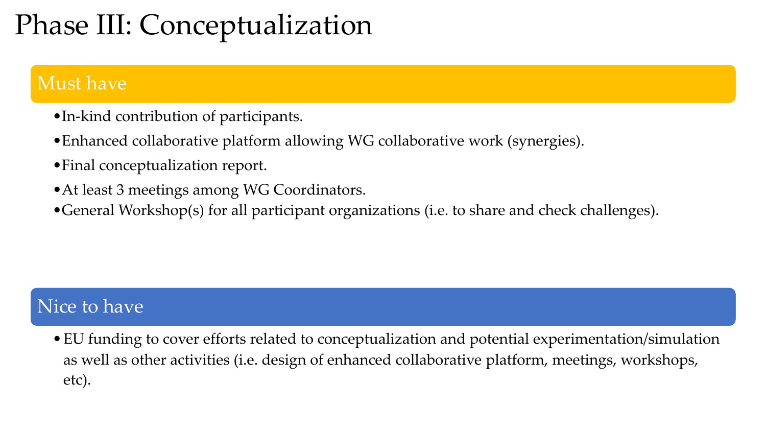# Phase III: Conceptualization

## Must have

- In-kind contribution of participants.
- Enhanced collaborative platform allowing WG collaborative work (synergies).
- Final conceptualization report.
- At least 3 meetings among WG Coordinators.
- General Workshop(s) for all participant organizations (i.e. to share and check challenges).

## Nice to have

- EU funding to cover efforts related to conceptualization and potential experimentation/simulation as well as other activities (i.e. design of enhanced collaborative platform, meetings, workshops, etc).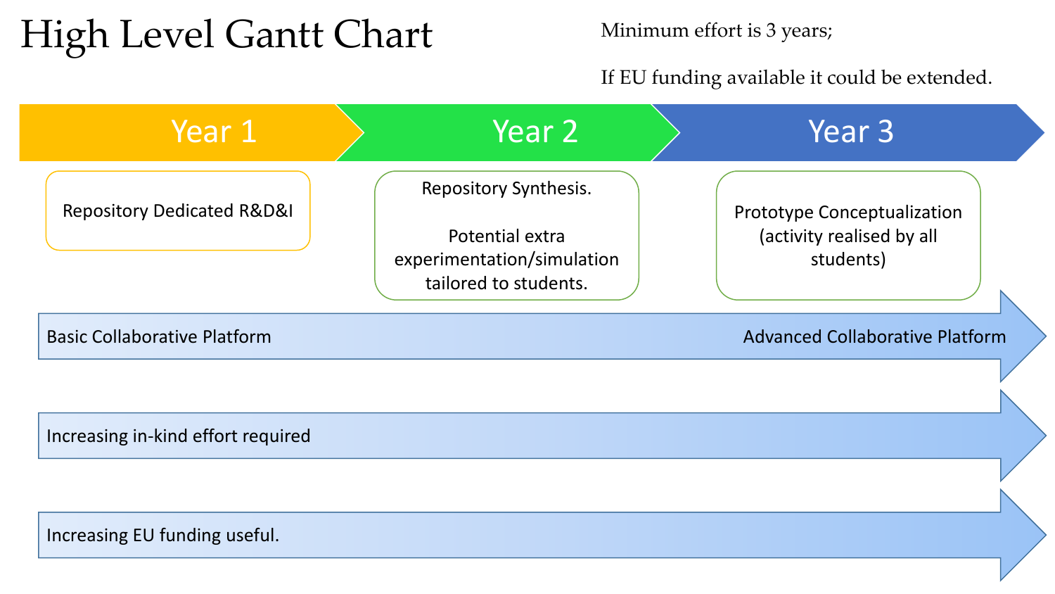# High Level Gantt Chart

Minimum effort is 3 years;

If EU funding available it could be extended.

| Year 1 | Year 2 | Year 3 |
| --- | --- | --- |
| Repository Dedicated R&D&I | Repository Synthesis.<br><br>Potential extra experimentation/simulation tailored to students. | Prototype Conceptualization (activity realised by all students) |

- Basic Collaborative Platform → Advanced Collaborative Platform
- Increasing in-kind effort required
- Increasing EU funding useful.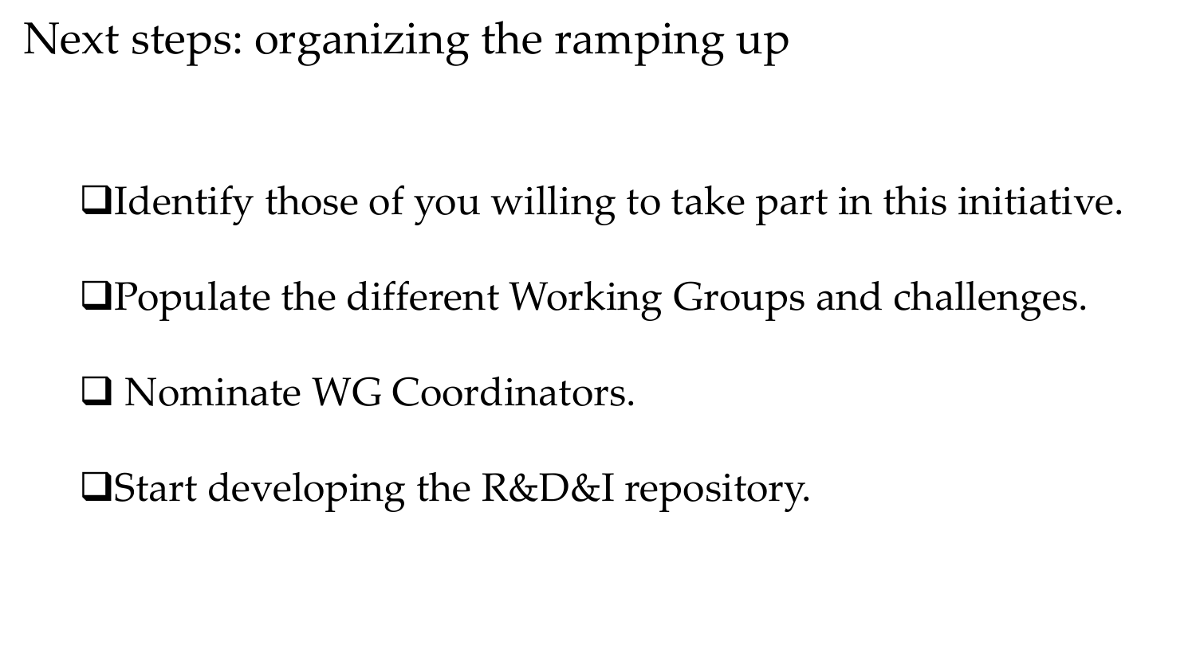# Next steps: organizing the ramping up

- ❑Identify those of you willing to take part in this initiative.
- ❑Populate the different Working Groups and challenges.
- ❑ Nominate WG Coordinators.
- ❑Start developing the R&D&I repository.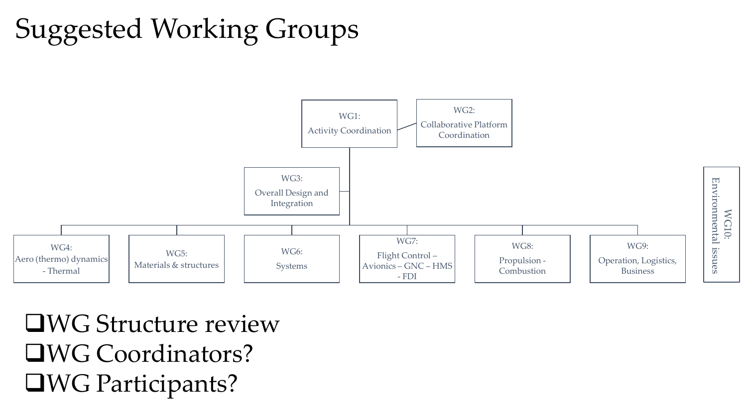# Suggested Working Groups

- WG1: Activity Coordination
- WG2: Collaborative Platform Coordination
- WG3: Overall Design and Integration
- WG4: Aero (thermo) dynamics - Thermal
- WG5: Materials & structures
- WG6: Systems
- WG7: Flight Control – Avionics – GNC – HMS - FDI
- WG8: Propulsion - Combustion
- WG9: Operation, Logistics, Business
- WG10: Environmental issues

- ❑WG Structure review
- ❑WG Coordinators?
- ❑WG Participants?